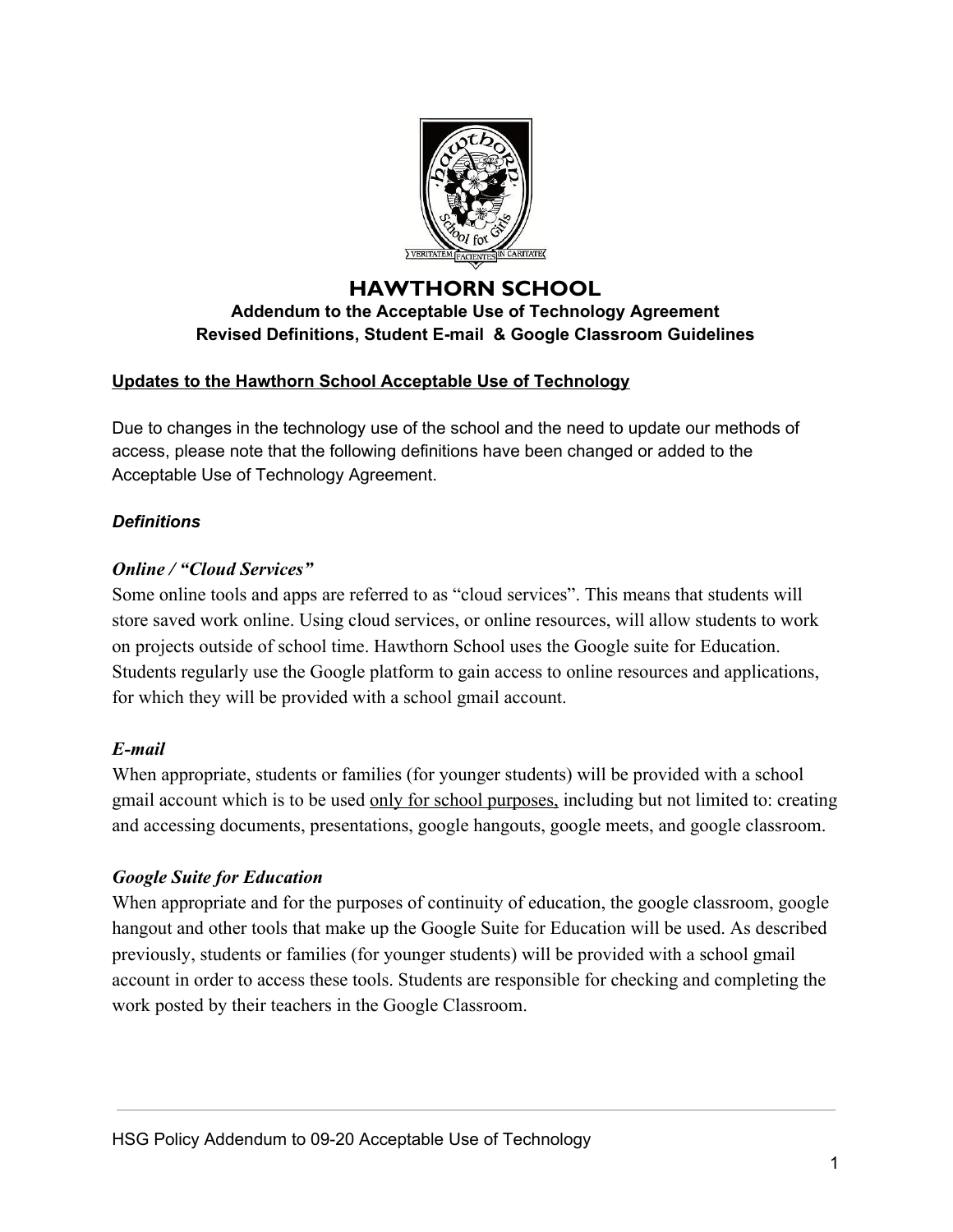# HAWTHORN SCHOOL

**Addendum to the Acceptable Use of Technology Agreement**
**Revised Definitions, Student E-mail & Google Classroom Guidelines**

**Updates to the Hawthorn School Acceptable Use of Technology**

Due to changes in the technology use of the school and the need to update our methods of access, please note that the following definitions have been changed or added to the Acceptable Use of Technology Agreement.

***Definitions***

***Online / "Cloud Services"***

Some online tools and apps are referred to as "cloud services". This means that students will store saved work online. Using cloud services, or online resources, will allow students to work on projects outside of school time. Hawthorn School uses the Google suite for Education. Students regularly use the Google platform to gain access to online resources and applications, for which they will be provided with a school gmail account.

***E-mail***

When appropriate, students or families (for younger students) will be provided with a school gmail account which is to be used only for school purposes, including but not limited to: creating and accessing documents, presentations, google hangouts, google meets, and google classroom.

***Google Suite for Education***

When appropriate and for the purposes of continuity of education, the google classroom, google hangout and other tools that make up the Google Suite for Education will be used. As described previously, students or families (for younger students) will be provided with a school gmail account in order to access these tools. Students are responsible for checking and completing the work posted by their teachers in the Google Classroom.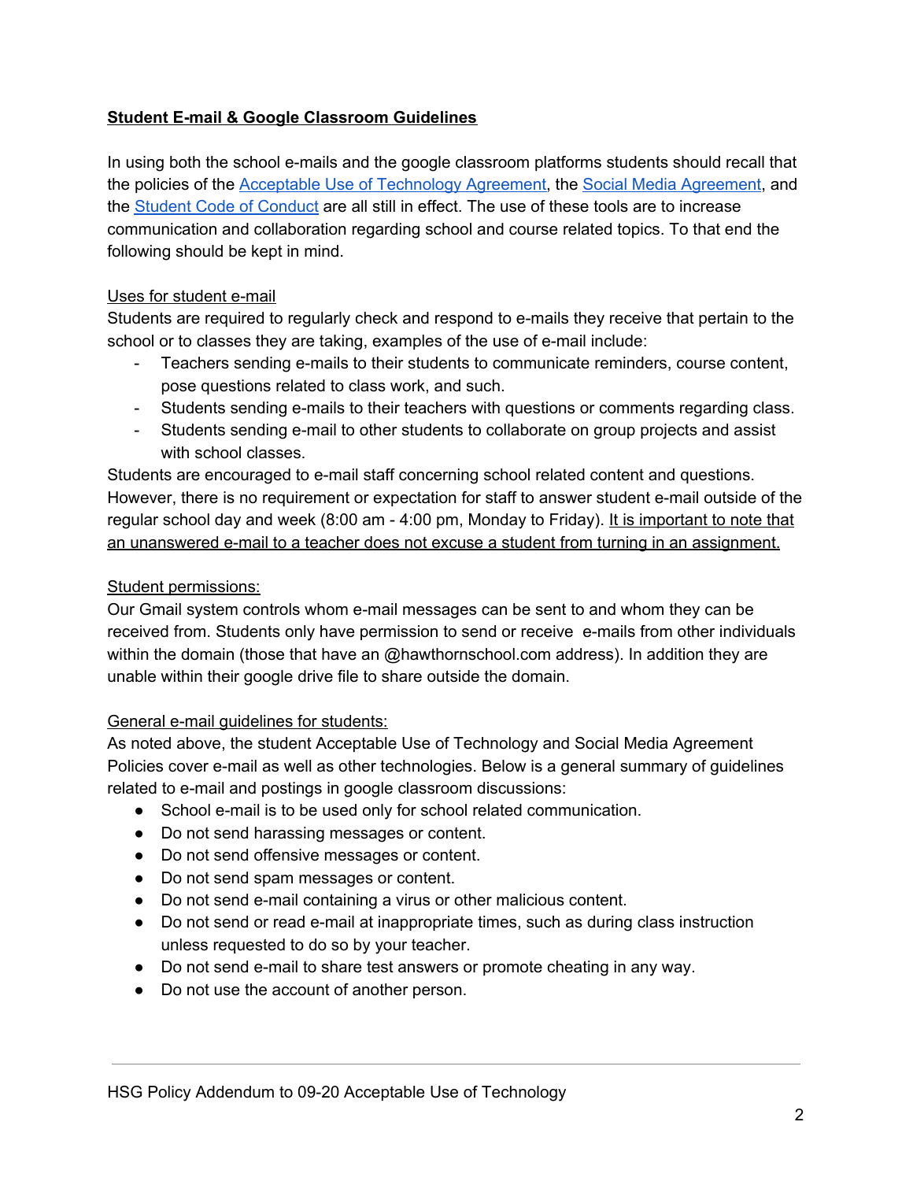**Student E-mail & Google Classroom Guidelines**

In using both the school e-mails and the google classroom platforms students should recall that the policies of the Acceptable Use of Technology Agreement, the Social Media Agreement, and the Student Code of Conduct are all still in effect. The use of these tools are to increase communication and collaboration regarding school and course related topics. To that end the following should be kept in mind.

Uses for student e-mail

Students are required to regularly check and respond to e-mails they receive that pertain to the school or to classes they are taking, examples of the use of e-mail include:

- Teachers sending e-mails to their students to communicate reminders, course content, pose questions related to class work, and such.
- Students sending e-mails to their teachers with questions or comments regarding class.
- Students sending e-mail to other students to collaborate on group projects and assist with school classes.

Students are encouraged to e-mail staff concerning school related content and questions. However, there is no requirement or expectation for staff to answer student e-mail outside of the regular school day and week (8:00 am - 4:00 pm, Monday to Friday). It is important to note that an unanswered e-mail to a teacher does not excuse a student from turning in an assignment.

Student permissions:

Our Gmail system controls whom e-mail messages can be sent to and whom they can be received from. Students only have permission to send or receive e-mails from other individuals within the domain (those that have an @hawthornschool.com address). In addition they are unable within their google drive file to share outside the domain.

General e-mail guidelines for students:

As noted above, the student Acceptable Use of Technology and Social Media Agreement Policies cover e-mail as well as other technologies. Below is a general summary of guidelines related to e-mail and postings in google classroom discussions:

- School e-mail is to be used only for school related communication.
- Do not send harassing messages or content.
- Do not send offensive messages or content.
- Do not send spam messages or content.
- Do not send e-mail containing a virus or other malicious content.
- Do not send or read e-mail at inappropriate times, such as during class instruction unless requested to do so by your teacher.
- Do not send e-mail to share test answers or promote cheating in any way.
- Do not use the account of another person.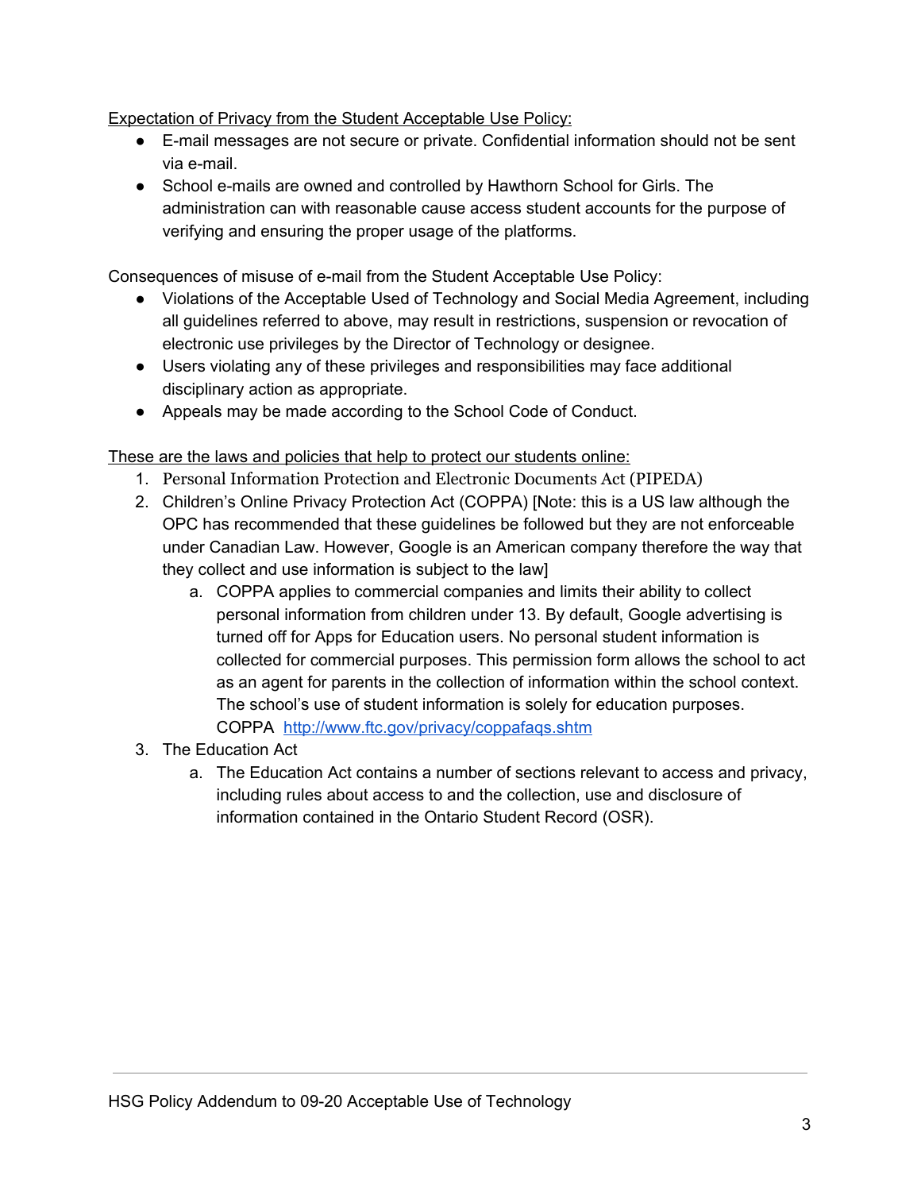Expectation of Privacy from the Student Acceptable Use Policy:

- E-mail messages are not secure or private. Confidential information should not be sent via e-mail.
- School e-mails are owned and controlled by Hawthorn School for Girls. The administration can with reasonable cause access student accounts for the purpose of verifying and ensuring the proper usage of the platforms.

Consequences of misuse of e-mail from the Student Acceptable Use Policy:

- Violations of the Acceptable Used of Technology and Social Media Agreement, including all guidelines referred to above, may result in restrictions, suspension or revocation of electronic use privileges by the Director of Technology or designee.
- Users violating any of these privileges and responsibilities may face additional disciplinary action as appropriate.
- Appeals may be made according to the School Code of Conduct.

These are the laws and policies that help to protect our students online:

1. Personal Information Protection and Electronic Documents Act (PIPEDA)
2. Children's Online Privacy Protection Act (COPPA) [Note: this is a US law although the OPC has recommended that these guidelines be followed but they are not enforceable under Canadian Law. However, Google is an American company therefore the way that they collect and use information is subject to the law]
   a. COPPA applies to commercial companies and limits their ability to collect personal information from children under 13. By default, Google advertising is turned off for Apps for Education users. No personal student information is collected for commercial purposes. This permission form allows the school to act as an agent for parents in the collection of information within the school context. The school's use of student information is solely for education purposes. COPPA [http://www.ftc.gov/privacy/coppafaqs.shtm](http://www.ftc.gov/privacy/coppafaqs.shtm)
3. The Education Act
   a. The Education Act contains a number of sections relevant to access and privacy, including rules about access to and the collection, use and disclosure of information contained in the Ontario Student Record (OSR).